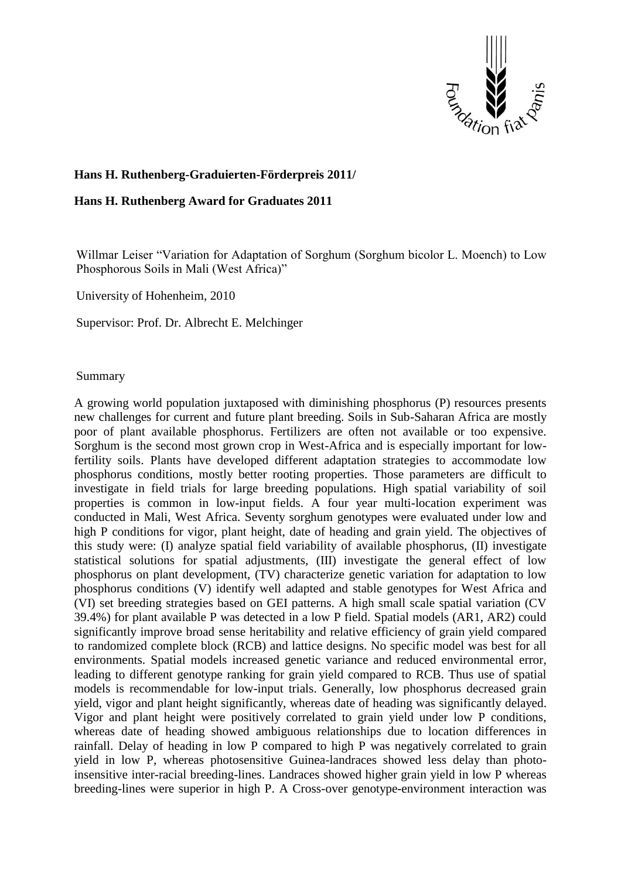**Hans H. Ruthenberg-Graduierten-Förderpreis 2011/**

**Hans H. Ruthenberg Award for Graduates 2011**

Willmar Leiser "Variation for Adaptation of Sorghum (Sorghum bicolor L. Moench) to Low Phosphorous Soils in Mali (West Africa)"

University of Hohenheim, 2010

Supervisor: Prof. Dr. Albrecht E. Melchinger

Summary

A growing world population juxtaposed with diminishing phosphorus (P) resources presents new challenges for current and future plant breeding. Soils in Sub-Saharan Africa are mostly poor of plant available phosphorus. Fertilizers are often not available or too expensive. Sorghum is the second most grown crop in West-Africa and is especially important for low-fertility soils. Plants have developed different adaptation strategies to accommodate low phosphorus conditions, mostly better rooting properties. Those parameters are difficult to investigate in field trials for large breeding populations. High spatial variability of soil properties is common in low-input fields. A four year multi-location experiment was conducted in Mali, West Africa. Seventy sorghum genotypes were evaluated under low and high P conditions for vigor, plant height, date of heading and grain yield. The objectives of this study were: (I) analyze spatial field variability of available phosphorus, (II) investigate statistical solutions for spatial adjustments, (III) investigate the general effect of low phosphorus on plant development, (TV) characterize genetic variation for adaptation to low phosphorus conditions (V) identify well adapted and stable genotypes for West Africa and (VI) set breeding strategies based on GEI patterns. A high small scale spatial variation (CV 39.4%) for plant available P was detected in a low P field. Spatial models (AR1, AR2) could significantly improve broad sense heritability and relative efficiency of grain yield compared to randomized complete block (RCB) and lattice designs. No specific model was best for all environments. Spatial models increased genetic variance and reduced environmental error, leading to different genotype ranking for grain yield compared to RCB. Thus use of spatial models is recommendable for low-input trials. Generally, low phosphorus decreased grain yield, vigor and plant height significantly, whereas date of heading was significantly delayed. Vigor and plant height were positively correlated to grain yield under low P conditions, whereas date of heading showed ambiguous relationships due to location differences in rainfall. Delay of heading in low P compared to high P was negatively correlated to grain yield in low P, whereas photosensitive Guinea-landraces showed less delay than photo-insensitive inter-racial breeding-lines. Landraces showed higher grain yield in low P whereas breeding-lines were superior in high P. A Cross-over genotype-environment interaction was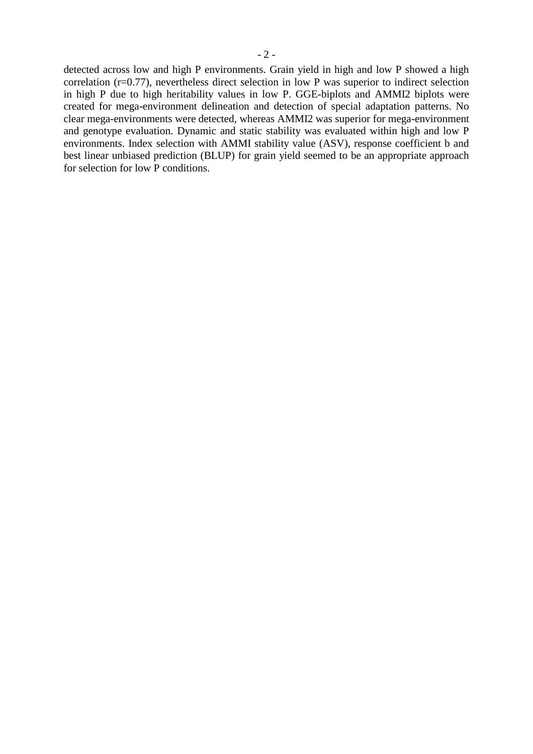detected across low and high P environments. Grain yield in high and low P showed a high correlation (r=0.77), nevertheless direct selection in low P was superior to indirect selection in high P due to high heritability values in low P. GGE-biplots and AMMI2 biplots were created for mega-environment delineation and detection of special adaptation patterns. No clear mega-environments were detected, whereas AMMI2 was superior for mega-environment and genotype evaluation. Dynamic and static stability was evaluated within high and low P environments. Index selection with AMMI stability value (ASV), response coefficient b and best linear unbiased prediction (BLUP) for grain yield seemed to be an appropriate approach for selection for low P conditions.